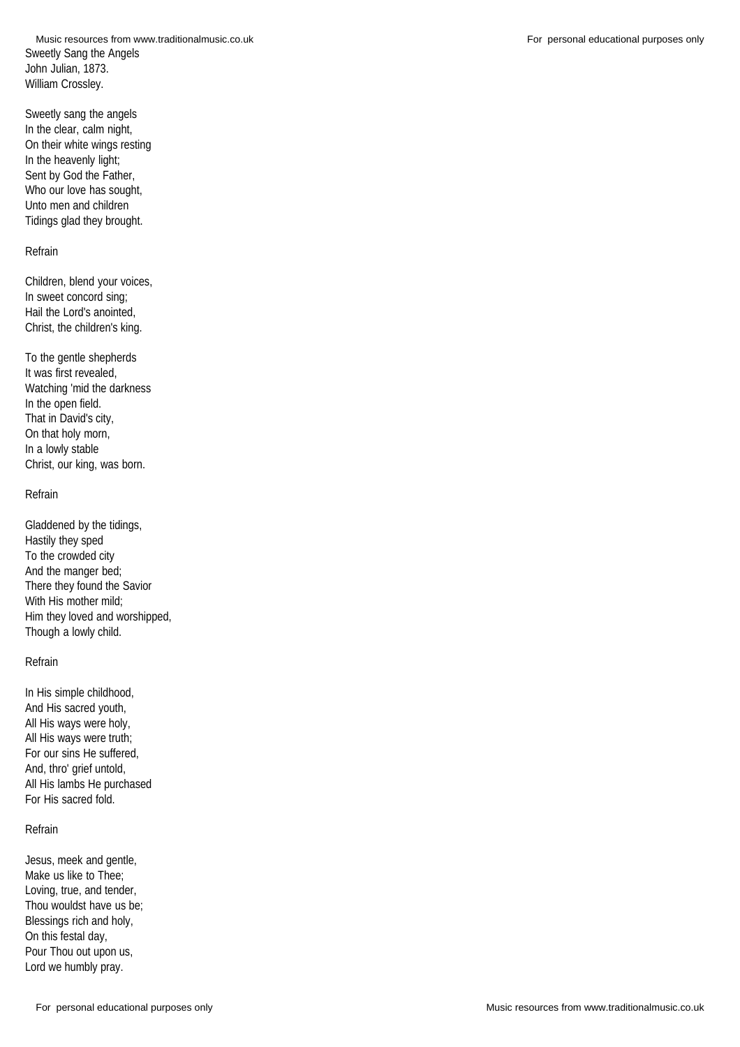# Sweetly Sang the Angels

John Julian, 1873.
William Crossley.

Sweetly sang the angels
In the clear, calm night,
On their white wings resting
In the heavenly light;
Sent by God the Father,
Who our love has sought,
Unto men and children
Tidings glad they brought.

Refrain

Children, blend your voices,
In sweet concord sing;
Hail the Lord's anointed,
Christ, the children's king.

To the gentle shepherds
It was first revealed,
Watching 'mid the darkness
In the open field.
That in David's city,
On that holy morn,
In a lowly stable
Christ, our king, was born.

Refrain

Gladdened by the tidings,
Hastily they sped
To the crowded city
And the manger bed;
There they found the Savior
With His mother mild;
Him they loved and worshipped,
Though a lowly child.

Refrain

In His simple childhood,
And His sacred youth,
All His ways were holy,
All His ways were truth;
For our sins He suffered,
And, thro' grief untold,
All His lambs He purchased
For His sacred fold.

Refrain

Jesus, meek and gentle,
Make us like to Thee;
Loving, true, and tender,
Thou wouldst have us be;
Blessings rich and holy,
On this festal day,
Pour Thou out upon us,
Lord we humbly pray.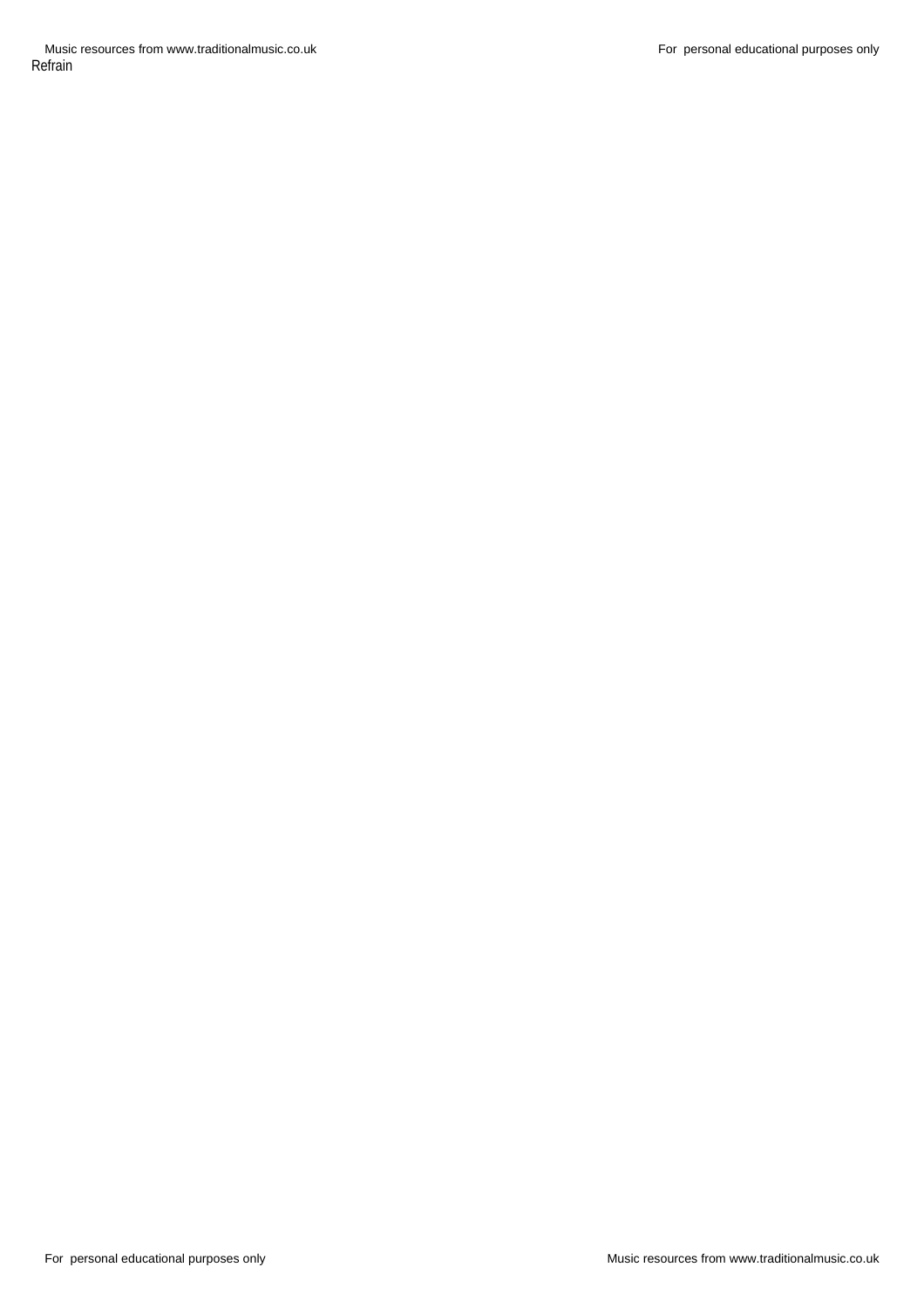Refrain